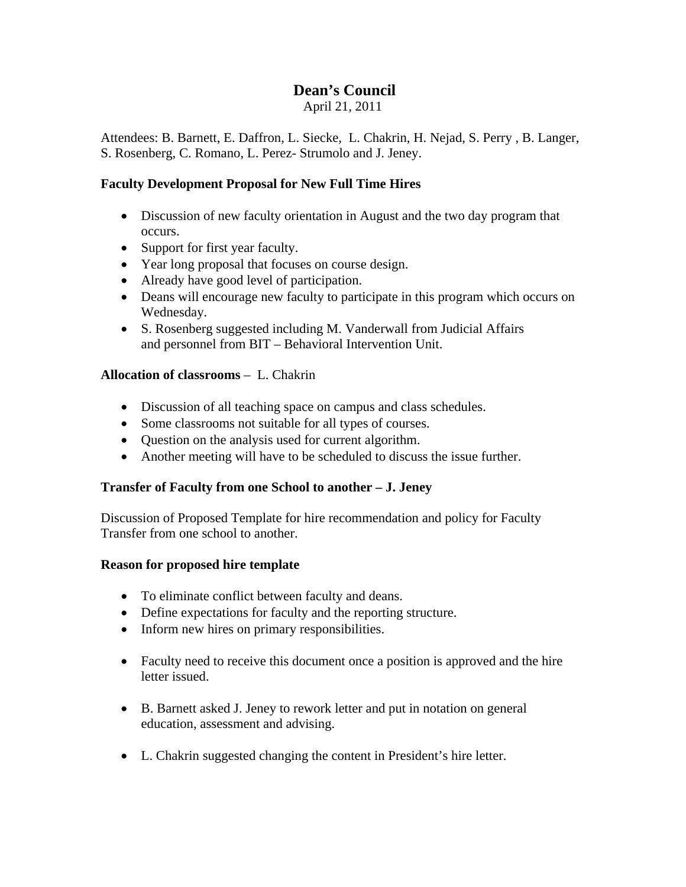# Dean's Council

April 21, 2011

Attendees: B. Barnett, E. Daffron, L. Siecke, L. Chakrin, H. Nejad, S. Perry , B. Langer, S. Rosenberg, C. Romano, L. Perez- Strumolo and J. Jeney.

**Faculty Development Proposal for New Full Time Hires**

- Discussion of new faculty orientation in August and the two day program that occurs.
- Support for first year faculty.
- Year long proposal that focuses on course design.
- Already have good level of participation.
- Deans will encourage new faculty to participate in this program which occurs on Wednesday.
- S. Rosenberg suggested including M. Vanderwall from Judicial Affairs and personnel from BIT – Behavioral Intervention Unit.

**Allocation of classrooms** – L. Chakrin

- Discussion of all teaching space on campus and class schedules.
- Some classrooms not suitable for all types of courses.
- Question on the analysis used for current algorithm.
- Another meeting will have to be scheduled to discuss the issue further.

**Transfer of Faculty from one School to another – J. Jeney**

Discussion of Proposed Template for hire recommendation and policy for Faculty Transfer from one school to another.

**Reason for proposed hire template**

- To eliminate conflict between faculty and deans.
- Define expectations for faculty and the reporting structure.
- Inform new hires on primary responsibilities.
- Faculty need to receive this document once a position is approved and the hire letter issued.
- B. Barnett asked J. Jeney to rework letter and put in notation on general education, assessment and advising.
- L. Chakrin suggested changing the content in President's hire letter.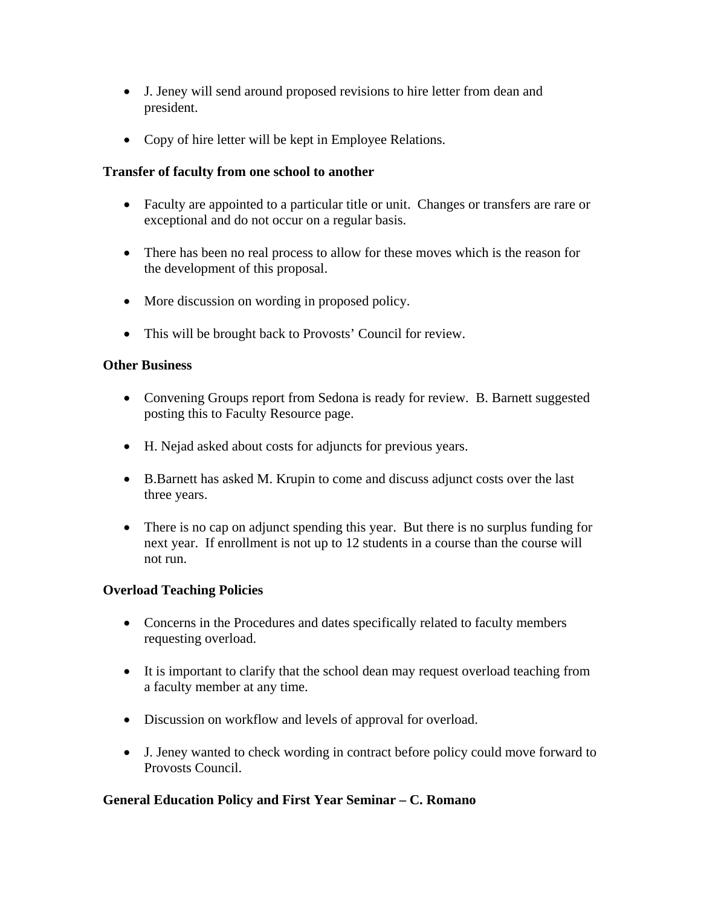- J. Jeney will send around proposed revisions to hire letter from dean and president.

- Copy of hire letter will be kept in Employee Relations.

**Transfer of faculty from one school to another**

- Faculty are appointed to a particular title or unit. Changes or transfers are rare or exceptional and do not occur on a regular basis.

- There has been no real process to allow for these moves which is the reason for the development of this proposal.

- More discussion on wording in proposed policy.

- This will be brought back to Provosts' Council for review.

**Other Business**

- Convening Groups report from Sedona is ready for review. B. Barnett suggested posting this to Faculty Resource page.

- H. Nejad asked about costs for adjuncts for previous years.

- B.Barnett has asked M. Krupin to come and discuss adjunct costs over the last three years.

- There is no cap on adjunct spending this year. But there is no surplus funding for next year. If enrollment is not up to 12 students in a course than the course will not run.

**Overload Teaching Policies**

- Concerns in the Procedures and dates specifically related to faculty members requesting overload.

- It is important to clarify that the school dean may request overload teaching from a faculty member at any time.

- Discussion on workflow and levels of approval for overload.

- J. Jeney wanted to check wording in contract before policy could move forward to Provosts Council.

**General Education Policy and First Year Seminar – C. Romano**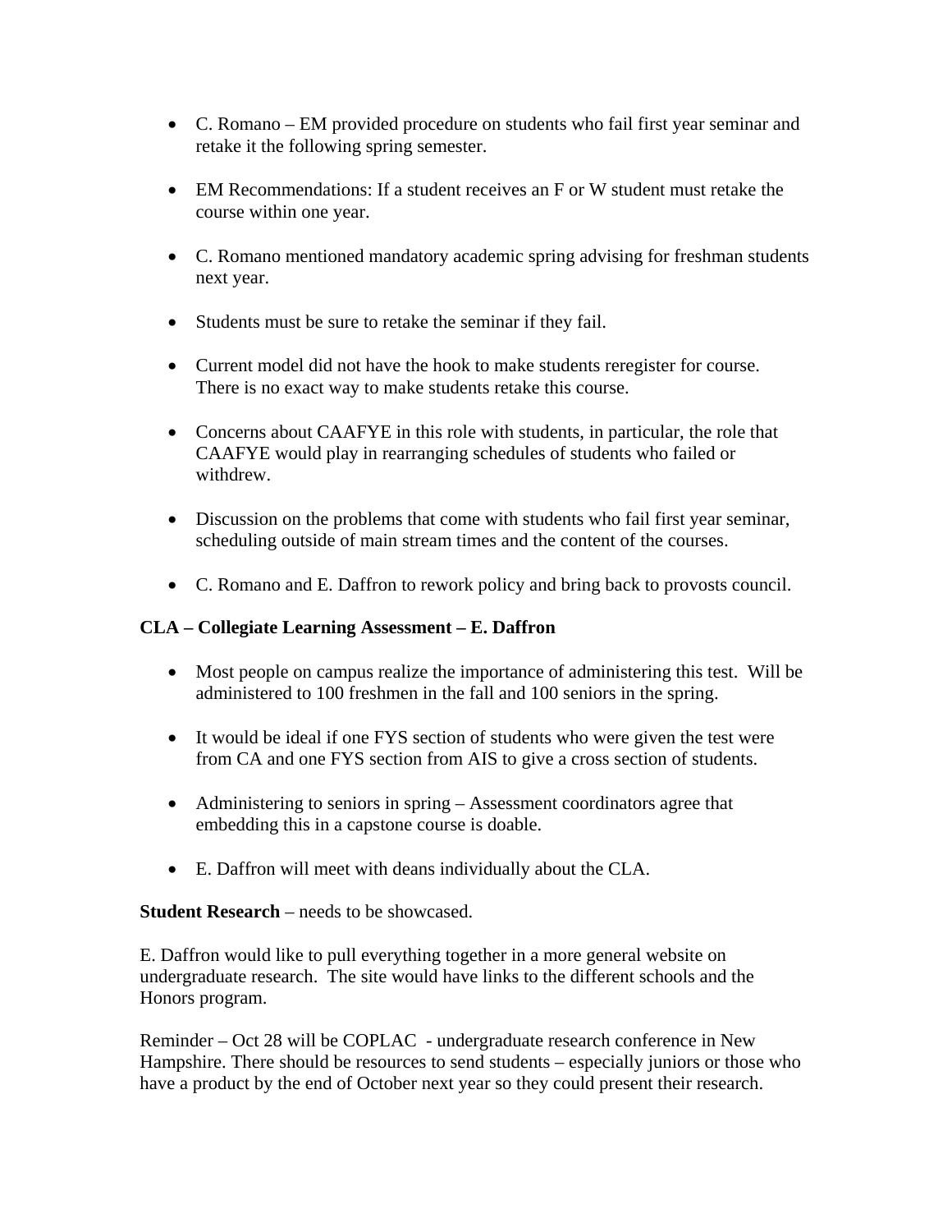- C. Romano – EM provided procedure on students who fail first year seminar and retake it the following spring semester.

- EM Recommendations: If a student receives an F or W student must retake the course within one year.

- C. Romano mentioned mandatory academic spring advising for freshman students next year.

- Students must be sure to retake the seminar if they fail.

- Current model did not have the hook to make students reregister for course. There is no exact way to make students retake this course.

- Concerns about CAAFYE in this role with students, in particular, the role that CAAFYE would play in rearranging schedules of students who failed or withdrew.

- Discussion on the problems that come with students who fail first year seminar, scheduling outside of main stream times and the content of the courses.

- C. Romano and E. Daffron to rework policy and bring back to provosts council.

**CLA – Collegiate Learning Assessment – E. Daffron**

- Most people on campus realize the importance of administering this test. Will be administered to 100 freshmen in the fall and 100 seniors in the spring.

- It would be ideal if one FYS section of students who were given the test were from CA and one FYS section from AIS to give a cross section of students.

- Administering to seniors in spring – Assessment coordinators agree that embedding this in a capstone course is doable.

- E. Daffron will meet with deans individually about the CLA.

**Student Research** – needs to be showcased.

E. Daffron would like to pull everything together in a more general website on undergraduate research. The site would have links to the different schools and the Honors program.

Reminder – Oct 28 will be COPLAC - undergraduate research conference in New Hampshire. There should be resources to send students – especially juniors or those who have a product by the end of October next year so they could present their research.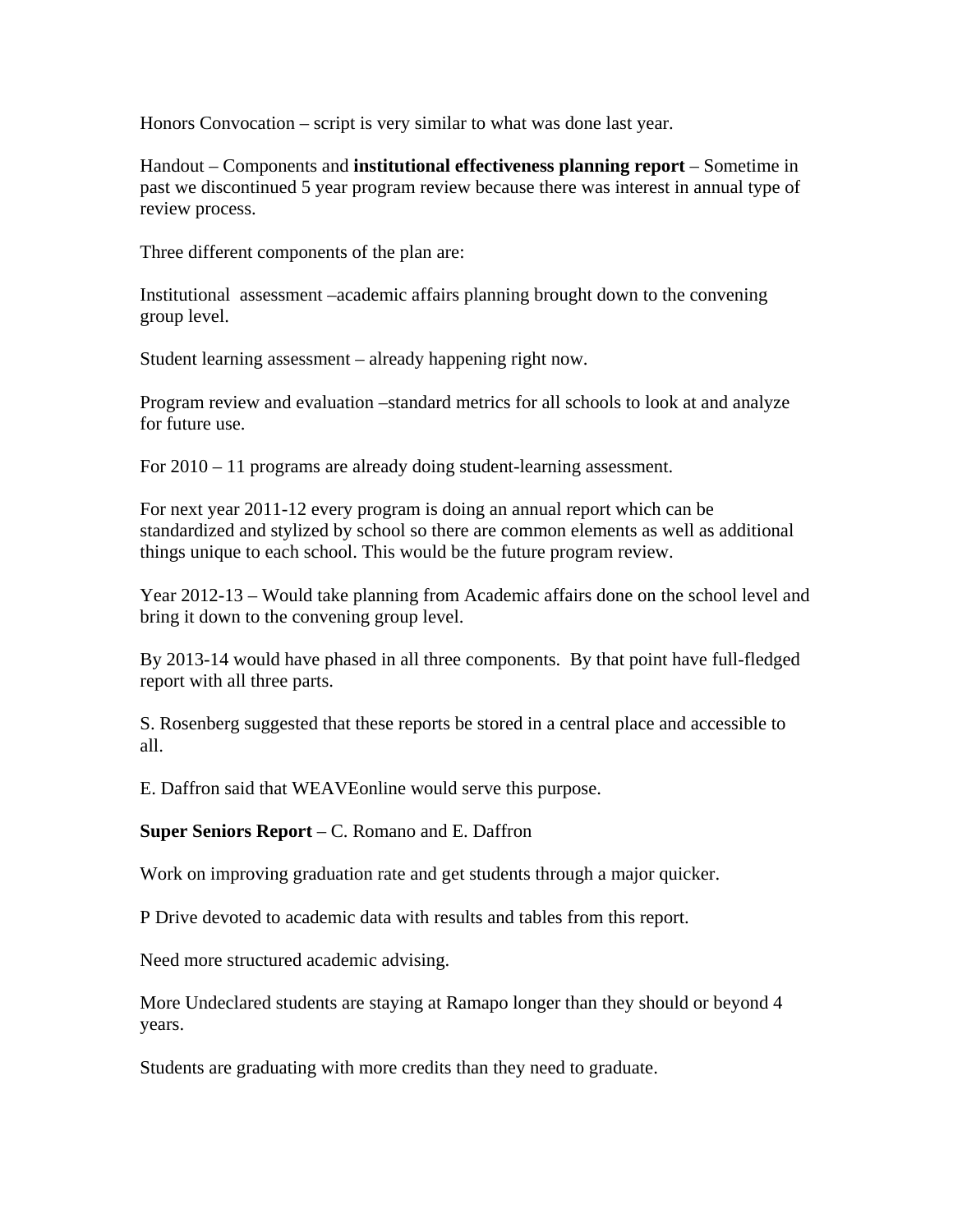Honors Convocation – script is very similar to what was done last year.

Handout – Components and **institutional effectiveness planning report** – Sometime in past we discontinued 5 year program review because there was interest in annual type of review process.

Three different components of the plan are:

Institutional assessment –academic affairs planning brought down to the convening group level.

Student learning assessment – already happening right now.

Program review and evaluation –standard metrics for all schools to look at and analyze for future use.

For 2010 – 11 programs are already doing student-learning assessment.

For next year 2011-12 every program is doing an annual report which can be standardized and stylized by school so there are common elements as well as additional things unique to each school. This would be the future program review.

Year 2012-13 – Would take planning from Academic affairs done on the school level and bring it down to the convening group level.

By 2013-14 would have phased in all three components. By that point have full-fledged report with all three parts.

S. Rosenberg suggested that these reports be stored in a central place and accessible to all.

E. Daffron said that WEAVEonline would serve this purpose.

**Super Seniors Report** – C. Romano and E. Daffron

Work on improving graduation rate and get students through a major quicker.

P Drive devoted to academic data with results and tables from this report.

Need more structured academic advising.

More Undeclared students are staying at Ramapo longer than they should or beyond 4 years.

Students are graduating with more credits than they need to graduate.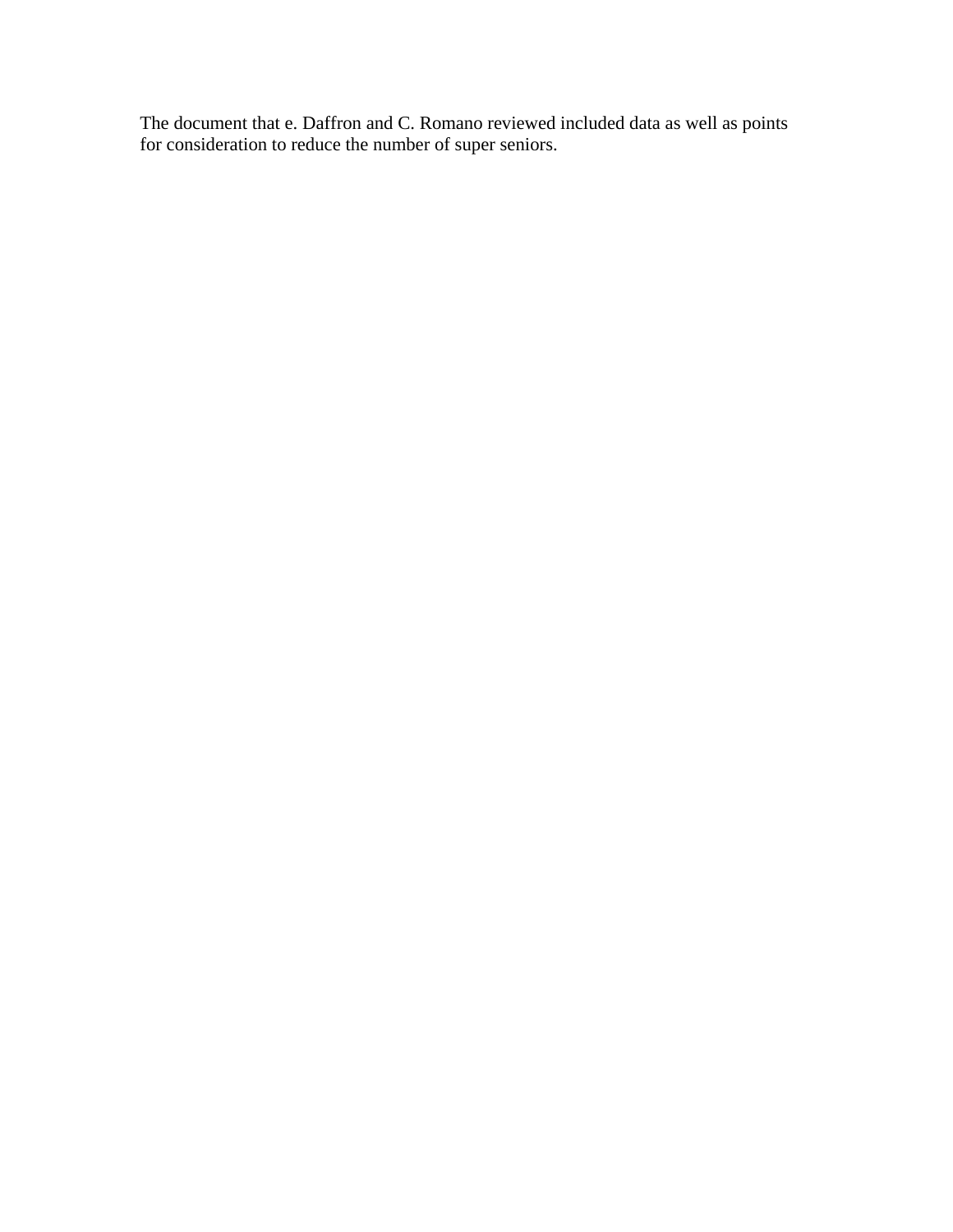The document that e. Daffron and C. Romano reviewed included data as well as points for consideration to reduce the number of super seniors.